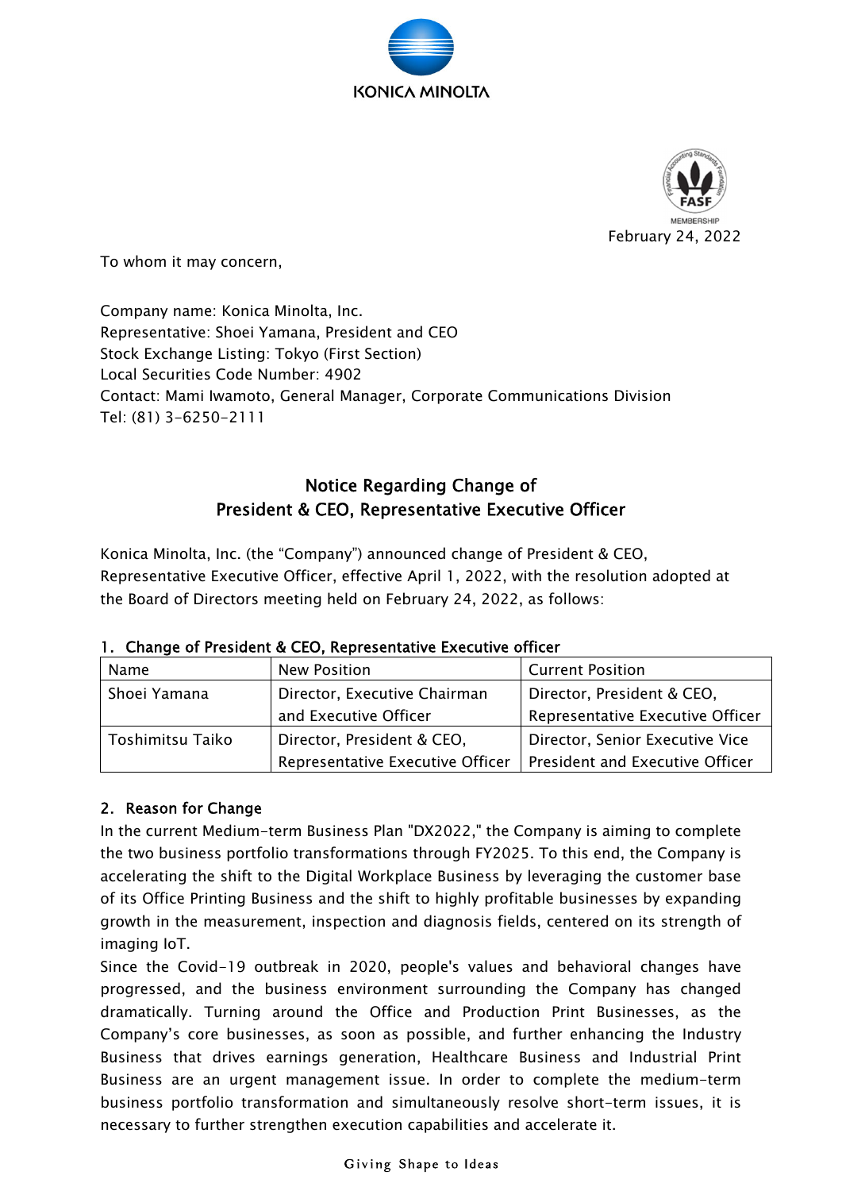KONICA MINOLTA

FASF MEMBERSHIP

February 24, 2022

To whom it may concern,

Company name: Konica Minolta, Inc.
Representative: Shoei Yamana, President and CEO
Stock Exchange Listing: Tokyo (First Section)
Local Securities Code Number: 4902
Contact: Mami Iwamoto, General Manager, Corporate Communications Division
Tel: (81) 3-6250-2111

# Notice Regarding Change of President & CEO, Representative Executive Officer

Konica Minolta, Inc. (the "Company") announced change of President & CEO, Representative Executive Officer, effective April 1, 2022, with the resolution adopted at the Board of Directors meeting held on February 24, 2022, as follows:

## 1. Change of President & CEO, Representative Executive officer

| Name | New Position | Current Position |
|---|---|---|
| Shoei Yamana | Director, Executive Chairman and Executive Officer | Director, President & CEO, Representative Executive Officer |
| Toshimitsu Taiko | Director, President & CEO, Representative Executive Officer | Director, Senior Executive Vice President and Executive Officer |

## 2. Reason for Change

In the current Medium-term Business Plan "DX2022," the Company is aiming to complete the two business portfolio transformations through FY2025. To this end, the Company is accelerating the shift to the Digital Workplace Business by leveraging the customer base of its Office Printing Business and the shift to highly profitable businesses by expanding growth in the measurement, inspection and diagnosis fields, centered on its strength of imaging IoT.

Since the Covid-19 outbreak in 2020, people's values and behavioral changes have progressed, and the business environment surrounding the Company has changed dramatically. Turning around the Office and Production Print Businesses, as the Company's core businesses, as soon as possible, and further enhancing the Industry Business that drives earnings generation, Healthcare Business and Industrial Print Business are an urgent management issue. In order to complete the medium-term business portfolio transformation and simultaneously resolve short-term issues, it is necessary to further strengthen execution capabilities and accelerate it.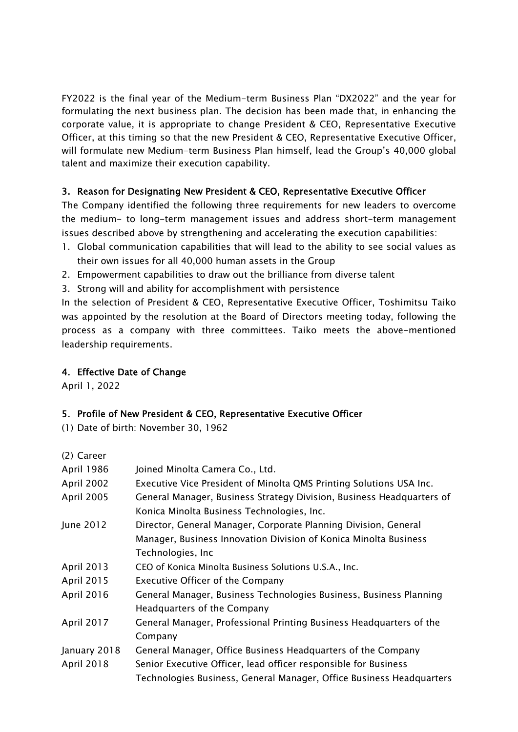FY2022 is the final year of the Medium-term Business Plan "DX2022" and the year for formulating the next business plan. The decision has been made that, in enhancing the corporate value, it is appropriate to change President & CEO, Representative Executive Officer, at this timing so that the new President & CEO, Representative Executive Officer, will formulate new Medium-term Business Plan himself, lead the Group's 40,000 global talent and maximize their execution capability.

## 3. Reason for Designating New President & CEO, Representative Executive Officer

The Company identified the following three requirements for new leaders to overcome the medium- to long-term management issues and address short-term management issues described above by strengthening and accelerating the execution capabilities:

1. Global communication capabilities that will lead to the ability to see social values as their own issues for all 40,000 human assets in the Group
2. Empowerment capabilities to draw out the brilliance from diverse talent
3. Strong will and ability for accomplishment with persistence

In the selection of President & CEO, Representative Executive Officer, Toshimitsu Taiko was appointed by the resolution at the Board of Directors meeting today, following the process as a company with three committees. Taiko meets the above-mentioned leadership requirements.

## 4. Effective Date of Change

April 1, 2022

## 5. Profile of New President & CEO, Representative Executive Officer

(1) Date of birth: November 30, 1962

(2) Career

| | |
|---|---|
| April 1986 | Joined Minolta Camera Co., Ltd. |
| April 2002 | Executive Vice President of Minolta QMS Printing Solutions USA Inc. |
| April 2005 | General Manager, Business Strategy Division, Business Headquarters of Konica Minolta Business Technologies, Inc. |
| June 2012 | Director, General Manager, Corporate Planning Division, General Manager, Business Innovation Division of Konica Minolta Business Technologies, Inc |
| April 2013 | CEO of Konica Minolta Business Solutions U.S.A., Inc. |
| April 2015 | Executive Officer of the Company |
| April 2016 | General Manager, Business Technologies Business, Business Planning Headquarters of the Company |
| April 2017 | General Manager, Professional Printing Business Headquarters of the Company |
| January 2018 | General Manager, Office Business Headquarters of the Company |
| April 2018 | Senior Executive Officer, lead officer responsible for Business Technologies Business, General Manager, Office Business Headquarters |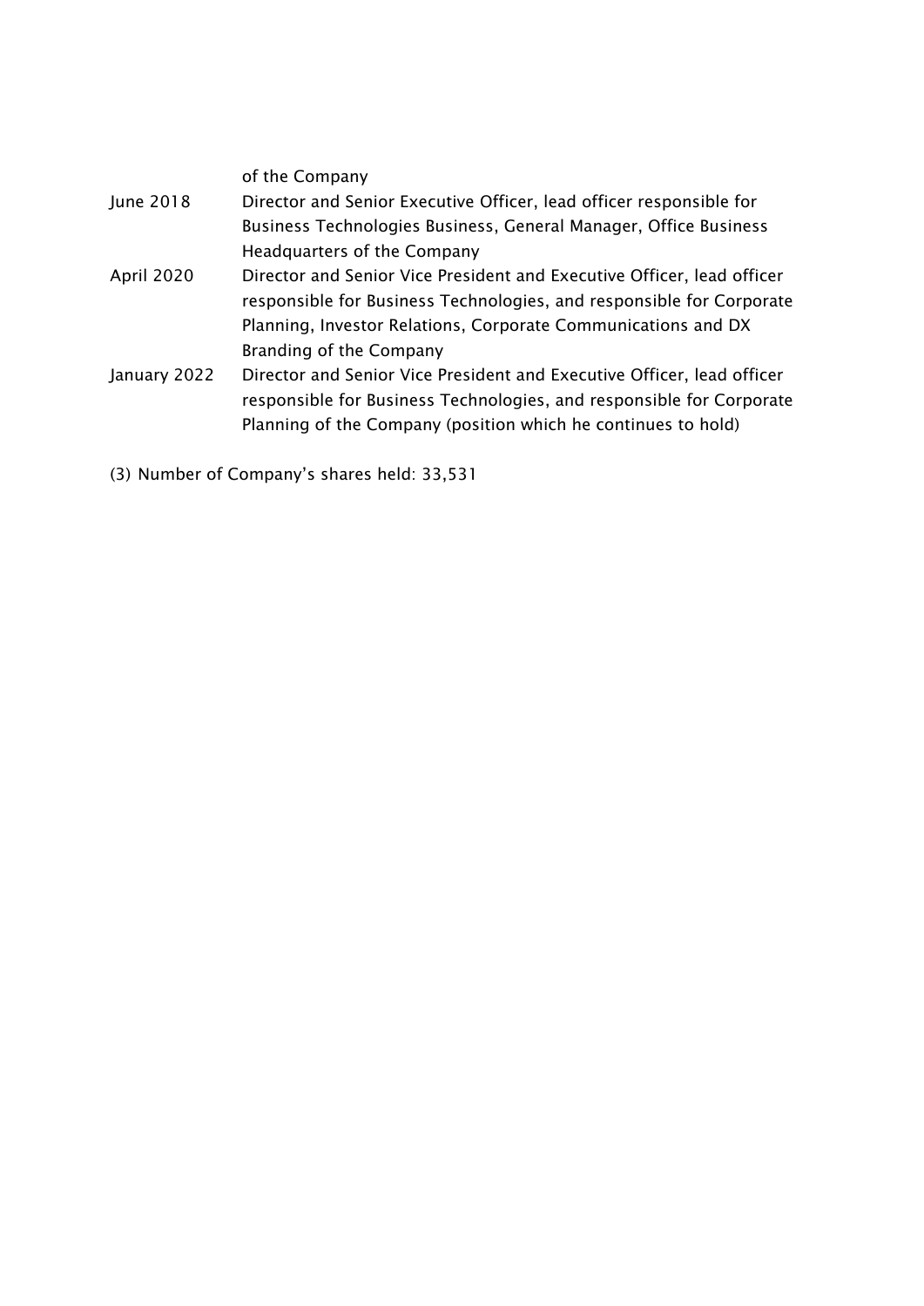| | |
|---|---|
| | of the Company |
| June 2018 | Director and Senior Executive Officer, lead officer responsible for Business Technologies Business, General Manager, Office Business Headquarters of the Company |
| April 2020 | Director and Senior Vice President and Executive Officer, lead officer responsible for Business Technologies, and responsible for Corporate Planning, Investor Relations, Corporate Communications and DX Branding of the Company |
| January 2022 | Director and Senior Vice President and Executive Officer, lead officer responsible for Business Technologies, and responsible for Corporate Planning of the Company (position which he continues to hold) |

(3) Number of Company's shares held: 33,531